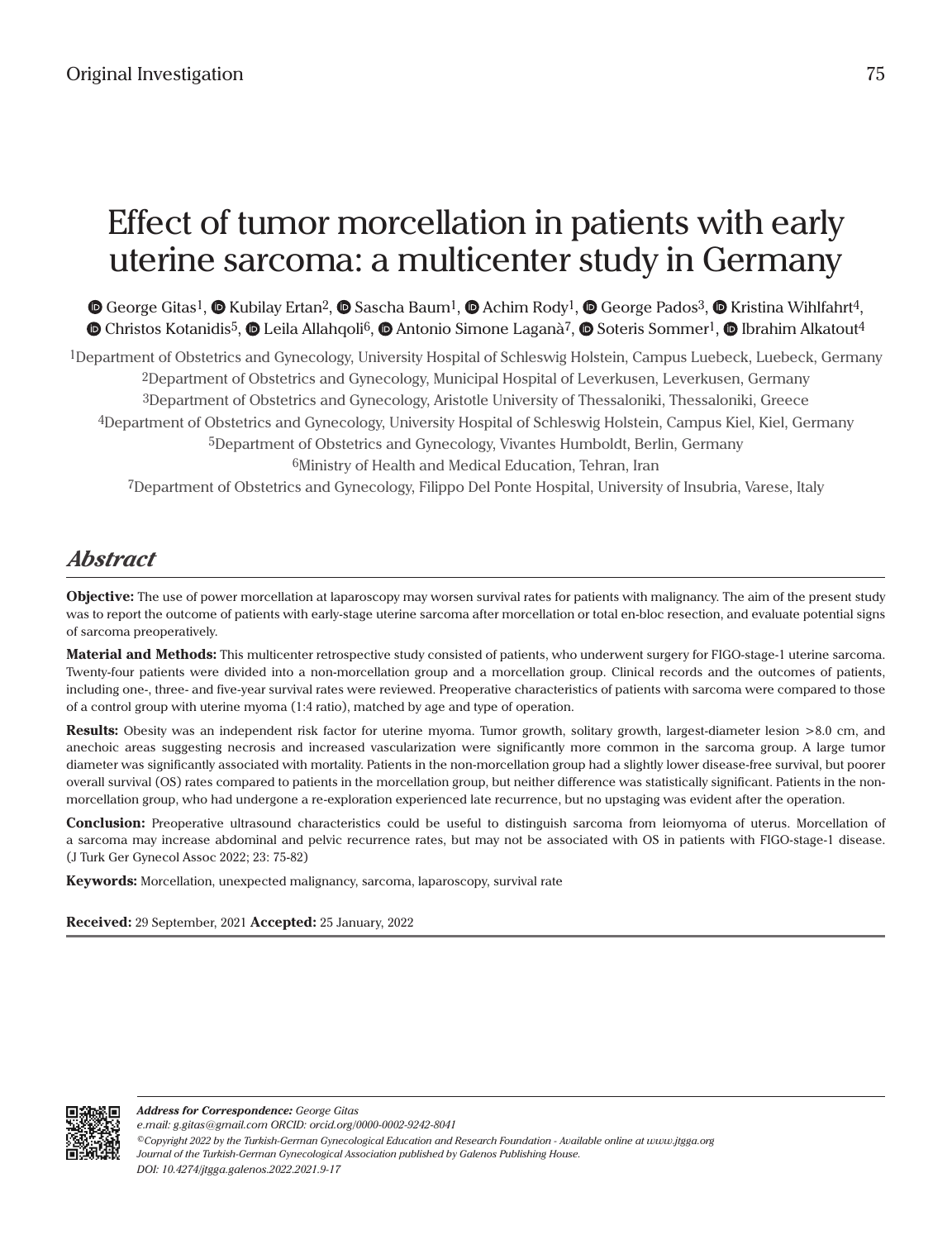Original Investigation

# Effect of tumor morcellation in patients with early uterine sarcoma: a multicenter study in Germany

George Gitas[1], Kubilay Ertan[2], Sascha Baum[1], Achim Rody[1], George Pados[3], Kristina Wihlfahrt[4], Christos Kotanidis[5], Leila Allahqoli[6], Antonio Simone Laganà[7], Soteris Sommer[1], Ibrahim Alkatout[4]

[1]Department of Obstetrics and Gynecology, University Hospital of Schleswig Holstein, Campus Luebeck, Luebeck, Germany
[2]Department of Obstetrics and Gynecology, Municipal Hospital of Leverkusen, Leverkusen, Germany
[3]Department of Obstetrics and Gynecology, Aristotle University of Thessaloniki, Thessaloniki, Greece
[4]Department of Obstetrics and Gynecology, University Hospital of Schleswig Holstein, Campus Kiel, Kiel, Germany
[5]Department of Obstetrics and Gynecology, Vivantes Humboldt, Berlin, Germany
[6]Ministry of Health and Medical Education, Tehran, Iran
[7]Department of Obstetrics and Gynecology, Filippo Del Ponte Hospital, University of Insubria, Varese, Italy

## Abstract

**Objective:** The use of power morcellation at laparoscopy may worsen survival rates for patients with malignancy. The aim of the present study was to report the outcome of patients with early-stage uterine sarcoma after morcellation or total en-bloc resection, and evaluate potential signs of sarcoma preoperatively.

**Material and Methods:** This multicenter retrospective study consisted of patients, who underwent surgery for FIGO-stage-1 uterine sarcoma. Twenty-four patients were divided into a non-morcellation group and a morcellation group. Clinical records and the outcomes of patients, including one-, three- and five-year survival rates were reviewed. Preoperative characteristics of patients with sarcoma were compared to those of a control group with uterine myoma (1:4 ratio), matched by age and type of operation.

**Results:** Obesity was an independent risk factor for uterine myoma. Tumor growth, solitary growth, largest-diameter lesion >8.0 cm, and anechoic areas suggesting necrosis and increased vascularization were significantly more common in the sarcoma group. A large tumor diameter was significantly associated with mortality. Patients in the non-morcellation group had a slightly lower disease-free survival, but poorer overall survival (OS) rates compared to patients in the morcellation group, but neither difference was statistically significant. Patients in the non-morcellation group, who had undergone a re-exploration experienced late recurrence, but no upstaging was evident after the operation.

**Conclusion:** Preoperative ultrasound characteristics could be useful to distinguish sarcoma from leiomyoma of uterus. Morcellation of a sarcoma may increase abdominal and pelvic recurrence rates, but may not be associated with OS in patients with FIGO-stage-1 disease. (J Turk Ger Gynecol Assoc 2022; 23: 75-82)

**Keywords:** Morcellation, unexpected malignancy, sarcoma, laparoscopy, survival rate

**Received:** 29 September, 2021 **Accepted:** 25 January, 2022

*Address for Correspondence: George Gitas*
*e.mail: g.gitas@gmail.com ORCID: orcid.org/0000-0002-9242-8041*
*©Copyright 2022 by the Turkish-German Gynecological Education and Research Foundation - Available online at www.jtgga.org*
*Journal of the Turkish-German Gynecological Association published by Galenos Publishing House.*
*DOI: 10.4274/jtgga.galenos.2022.2021.9-17*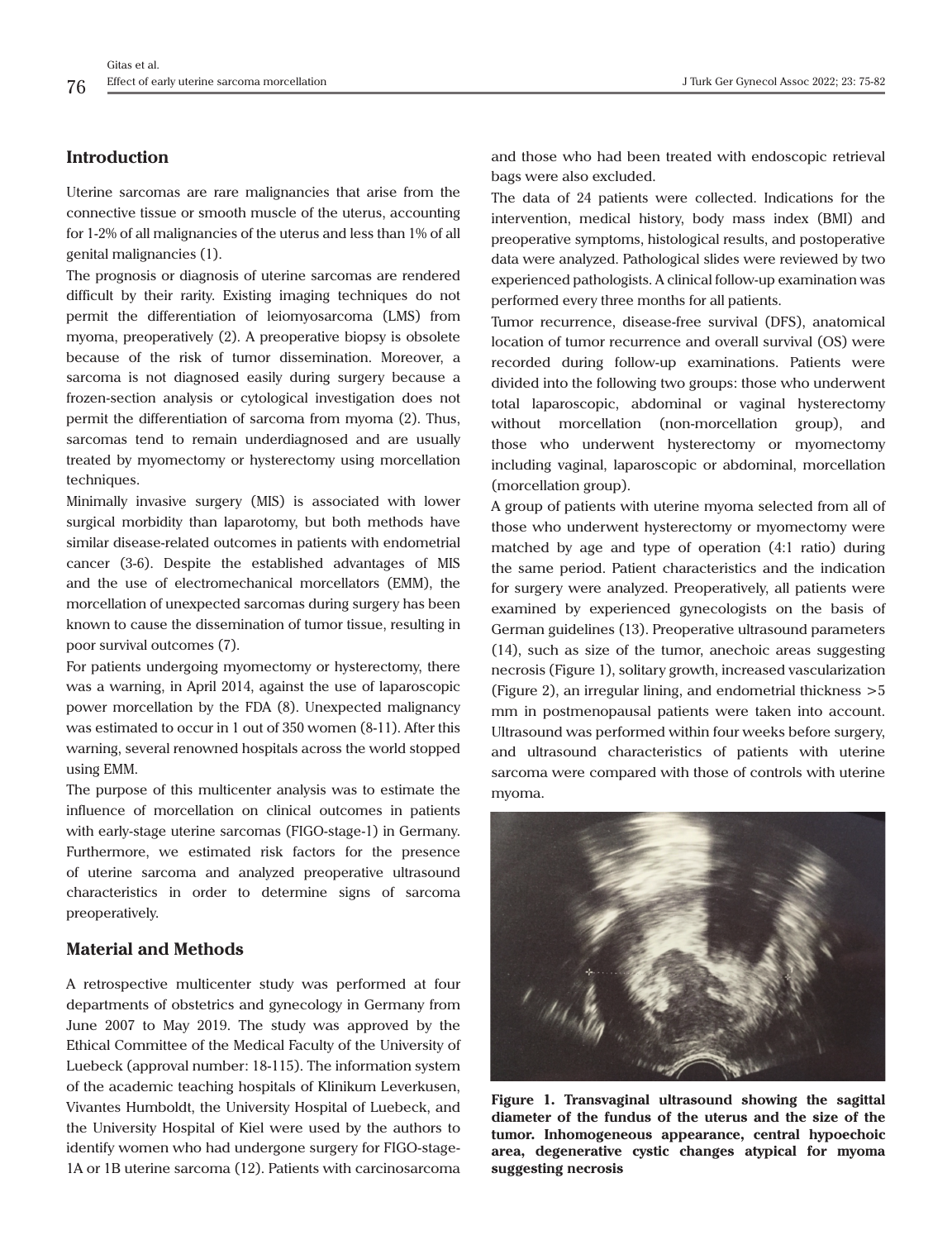## Introduction

Uterine sarcomas are rare malignancies that arise from the connective tissue or smooth muscle of the uterus, accounting for 1-2% of all malignancies of the uterus and less than 1% of all genital malignancies (1).

The prognosis or diagnosis of uterine sarcomas are rendered difficult by their rarity. Existing imaging techniques do not permit the differentiation of leiomyosarcoma (LMS) from myoma, preoperatively (2). A preoperative biopsy is obsolete because of the risk of tumor dissemination. Moreover, a sarcoma is not diagnosed easily during surgery because a frozen-section analysis or cytological investigation does not permit the differentiation of sarcoma from myoma (2). Thus, sarcomas tend to remain underdiagnosed and are usually treated by myomectomy or hysterectomy using morcellation techniques.

Minimally invasive surgery (MIS) is associated with lower surgical morbidity than laparotomy, but both methods have similar disease-related outcomes in patients with endometrial cancer (3-6). Despite the established advantages of MIS and the use of electromechanical morcellators (EMM), the morcellation of unexpected sarcomas during surgery has been known to cause the dissemination of tumor tissue, resulting in poor survival outcomes (7).

For patients undergoing myomectomy or hysterectomy, there was a warning, in April 2014, against the use of laparoscopic power morcellation by the FDA (8). Unexpected malignancy was estimated to occur in 1 out of 350 women (8-11). After this warning, several renowned hospitals across the world stopped using EMM.

The purpose of this multicenter analysis was to estimate the influence of morcellation on clinical outcomes in patients with early-stage uterine sarcomas (FIGO-stage-1) in Germany. Furthermore, we estimated risk factors for the presence of uterine sarcoma and analyzed preoperative ultrasound characteristics in order to determine signs of sarcoma preoperatively.

## Material and Methods

A retrospective multicenter study was performed at four departments of obstetrics and gynecology in Germany from June 2007 to May 2019. The study was approved by the Ethical Committee of the Medical Faculty of the University of Luebeck (approval number: 18-115). The information system of the academic teaching hospitals of Klinikum Leverkusen, Vivantes Humboldt, the University Hospital of Luebeck, and the University Hospital of Kiel were used by the authors to identify women who had undergone surgery for FIGO-stage-1A or 1B uterine sarcoma (12). Patients with carcinosarcoma and those who had been treated with endoscopic retrieval bags were also excluded.

The data of 24 patients were collected. Indications for the intervention, medical history, body mass index (BMI) and preoperative symptoms, histological results, and postoperative data were analyzed. Pathological slides were reviewed by two experienced pathologists. A clinical follow-up examination was performed every three months for all patients.

Tumor recurrence, disease-free survival (DFS), anatomical location of tumor recurrence and overall survival (OS) were recorded during follow-up examinations. Patients were divided into the following two groups: those who underwent total laparoscopic, abdominal or vaginal hysterectomy without morcellation (non-morcellation group), and those who underwent hysterectomy or myomectomy including vaginal, laparoscopic or abdominal, morcellation (morcellation group).

A group of patients with uterine myoma selected from all of those who underwent hysterectomy or myomectomy were matched by age and type of operation (4:1 ratio) during the same period. Patient characteristics and the indication for surgery were analyzed. Preoperatively, all patients were examined by experienced gynecologists on the basis of German guidelines (13). Preoperative ultrasound parameters (14), such as size of the tumor, anechoic areas suggesting necrosis (Figure 1), solitary growth, increased vascularization (Figure 2), an irregular lining, and endometrial thickness >5 mm in postmenopausal patients were taken into account. Ultrasound was performed within four weeks before surgery, and ultrasound characteristics of patients with uterine sarcoma were compared with those of controls with uterine myoma.

**Figure 1. Transvaginal ultrasound showing the sagittal diameter of the fundus of the uterus and the size of the tumor. Inhomogeneous appearance, central hypoechoic area, degenerative cystic changes atypical for myoma suggesting necrosis**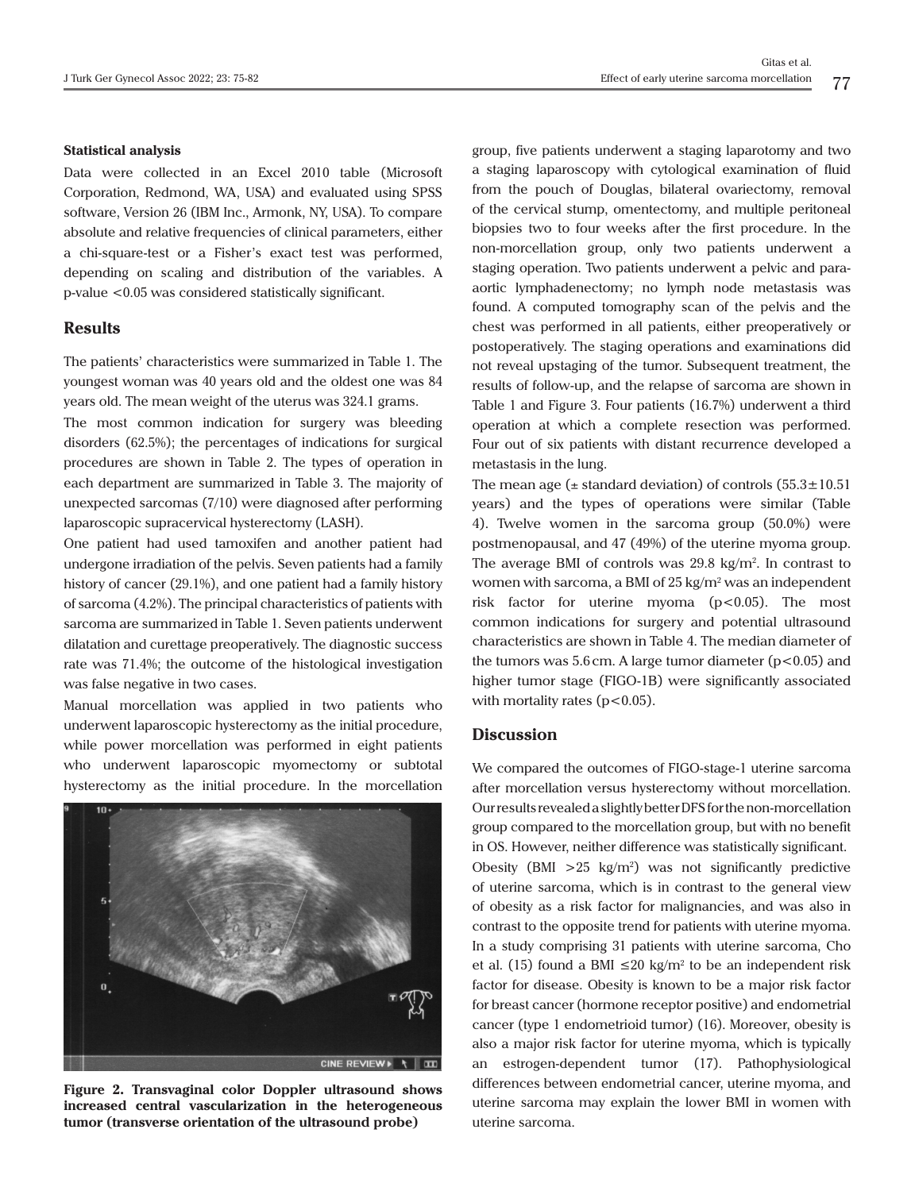### Statistical analysis

Data were collected in an Excel 2010 table (Microsoft Corporation, Redmond, WA, USA) and evaluated using SPSS software, Version 26 (IBM Inc., Armonk, NY, USA). To compare absolute and relative frequencies of clinical parameters, either a chi-square-test or a Fisher's exact test was performed, depending on scaling and distribution of the variables. A p-value <0.05 was considered statistically significant.

## Results

The patients' characteristics were summarized in Table 1. The youngest woman was 40 years old and the oldest one was 84 years old. The mean weight of the uterus was 324.1 grams.

The most common indication for surgery was bleeding disorders (62.5%); the percentages of indications for surgical procedures are shown in Table 2. The types of operation in each department are summarized in Table 3. The majority of unexpected sarcomas (7/10) were diagnosed after performing laparoscopic supracervical hysterectomy (LASH).

One patient had used tamoxifen and another patient had undergone irradiation of the pelvis. Seven patients had a family history of cancer (29.1%), and one patient had a family history of sarcoma (4.2%). The principal characteristics of patients with sarcoma are summarized in Table 1. Seven patients underwent dilatation and curettage preoperatively. The diagnostic success rate was 71.4%; the outcome of the histological investigation was false negative in two cases.

Manual morcellation was applied in two patients who underwent laparoscopic hysterectomy as the initial procedure, while power morcellation was performed in eight patients who underwent laparoscopic myomectomy or subtotal hysterectomy as the initial procedure. In the morcellation group, five patients underwent a staging laparotomy and two a staging laparoscopy with cytological examination of fluid from the pouch of Douglas, bilateral ovariectomy, removal of the cervical stump, omentectomy, and multiple peritoneal biopsies two to four weeks after the first procedure. In the non-morcellation group, only two patients underwent a staging operation. Two patients underwent a pelvic and para-aortic lymphadenectomy; no lymph node metastasis was found. A computed tomography scan of the pelvis and the chest was performed in all patients, either preoperatively or postoperatively. The staging operations and examinations did not reveal upstaging of the tumor. Subsequent treatment, the results of follow-up, and the relapse of sarcoma are shown in Table 1 and Figure 3. Four patients (16.7%) underwent a third operation at which a complete resection was performed. Four out of six patients with distant recurrence developed a metastasis in the lung.

The mean age (± standard deviation) of controls (55.3±10.51 years) and the types of operations were similar (Table 4). Twelve women in the sarcoma group (50.0%) were postmenopausal, and 47 (49%) of the uterine myoma group. The average BMI of controls was 29.8 kg/m$^2$. In contrast to women with sarcoma, a BMI of 25 kg/m$^2$ was an independent risk factor for uterine myoma ($p<0.05$). The most common indications for surgery and potential ultrasound characteristics are shown in Table 4. The median diameter of the tumors was 5.6 cm. A large tumor diameter ($p<0.05$) and higher tumor stage (FIGO-1B) were significantly associated with mortality rates ($p<0.05$).

**Figure 2. Transvaginal color Doppler ultrasound shows increased central vascularization in the heterogeneous tumor (transverse orientation of the ultrasound probe)**

## Discussion

We compared the outcomes of FIGO-stage-1 uterine sarcoma after morcellation versus hysterectomy without morcellation. Our results revealed a slightly better DFS for the non-morcellation group compared to the morcellation group, but with no benefit in OS. However, neither difference was statistically significant.

Obesity (BMI >25 kg/m$^2$) was not significantly predictive of uterine sarcoma, which is in contrast to the general view of obesity as a risk factor for malignancies, and was also in contrast to the opposite trend for patients with uterine myoma. In a study comprising 31 patients with uterine sarcoma, Cho et al. (15) found a BMI ≤20 kg/m$^2$ to be an independent risk factor for disease. Obesity is known to be a major risk factor for breast cancer (hormone receptor positive) and endometrial cancer (type 1 endometrioid tumor) (16). Moreover, obesity is also a major risk factor for uterine myoma, which is typically an estrogen-dependent tumor (17). Pathophysiological differences between endometrial cancer, uterine myoma, and uterine sarcoma may explain the lower BMI in women with uterine sarcoma.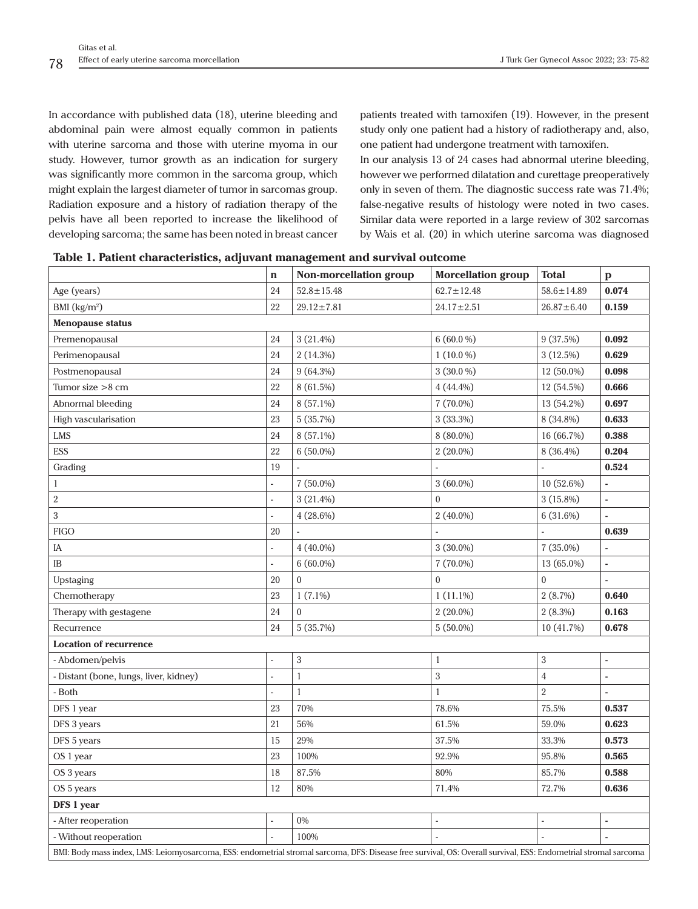In accordance with published data (18), uterine bleeding and abdominal pain were almost equally common in patients with uterine sarcoma and those with uterine myoma in our study. However, tumor growth as an indication for surgery was significantly more common in the sarcoma group, which might explain the largest diameter of tumor in sarcomas group. Radiation exposure and a history of radiation therapy of the pelvis have all been reported to increase the likelihood of developing sarcoma; the same has been noted in breast cancer patients treated with tamoxifen (19). However, in the present study only one patient had a history of radiotherapy and, also, one patient had undergone treatment with tamoxifen.

In our analysis 13 of 24 cases had abnormal uterine bleeding, however we performed dilatation and curettage preoperatively only in seven of them. The diagnostic success rate was 71.4%; false-negative results of histology were noted in two cases. Similar data were reported in a large review of 302 sarcomas by Wais et al. (20) in which uterine sarcoma was diagnosed

**Table 1. Patient characteristics, adjuvant management and survival outcome**

| | n | Non-morcellation group | Morcellation group | Total | p |
|---|---|---|---|---|---|
| Age (years) | 24 | 52.8±15.48 | 62.7±12.48 | 58.6±14.89 | **0.074** |
| BMI (kg/m$^2$) | 22 | 29.12±7.81 | 24.17±2.51 | 26.87±6.40 | **0.159** |
| **Menopause status** | | | | | |
| Premenopausal | 24 | 3 (21.4%) | 6 (60.0 %) | 9 (37.5%) | **0.092** |
| Perimenopausal | 24 | 2 (14.3%) | 1 (10.0 %) | 3 (12.5%) | **0.629** |
| Postmenopausal | 24 | 9 (64.3%) | 3 (30.0 %) | 12 (50.0%) | **0.098** |
| Tumor size >8 cm | 22 | 8 (61.5%) | 4 (44.4%) | 12 (54.5%) | **0.666** |
| Abnormal bleeding | 24 | 8 (57.1%) | 7 (70.0%) | 13 (54.2%) | **0.697** |
| High vascularisation | 23 | 5 (35.7%) | 3 (33.3%) | 8 (34.8%) | **0.633** |
| LMS | 24 | 8 (57.1%) | 8 (80.0%) | 16 (66.7%) | **0.388** |
| ESS | 22 | 6 (50.0%) | 2 (20.0%) | 8 (36.4%) | **0.204** |
| Grading | 19 | - | - | - | **0.524** |
| 1 | - | 7 (50.0%) | 3 (60.0%) | 10 (52.6%) | - |
| 2 | - | 3 (21.4%) | 0 | 3 (15.8%) | - |
| 3 | - | 4 (28.6%) | 2 (40.0%) | 6 (31.6%) | - |
| FIGO | 20 | - | - | - | **0.639** |
| IA | - | 4 (40.0%) | 3 (30.0%) | 7 (35.0%) | - |
| IB | - | 6 (60.0%) | 7 (70.0%) | 13 (65.0%) | - |
| Upstaging | 20 | 0 | 0 | 0 | - |
| Chemotherapy | 23 | 1 (7.1%) | 1 (11.1%) | 2 (8.7%) | **0.640** |
| Therapy with gestagene | 24 | 0 | 2 (20.0%) | 2 (8.3%) | **0.163** |
| Recurrence | 24 | 5 (35.7%) | 5 (50.0%) | 10 (41.7%) | **0.678** |
| **Location of recurrence** | | | | | |
| - Abdomen/pelvis | - | 3 | 1 | 3 | - |
| - Distant (bone, lungs, liver, kidney) | - | 1 | 3 | 4 | - |
| - Both | - | 1 | 1 | 2 | - |
| DFS 1 year | 23 | 70% | 78.6% | 75.5% | **0.537** |
| DFS 3 years | 21 | 56% | 61.5% | 59.0% | **0.623** |
| DFS 5 years | 15 | 29% | 37.5% | 33.3% | **0.573** |
| OS 1 year | 23 | 100% | 92.9% | 95.8% | **0.565** |
| OS 3 years | 18 | 87.5% | 80% | 85.7% | **0.588** |
| OS 5 years | 12 | 80% | 71.4% | 72.7% | **0.636** |
| **DFS 1 year** | | | | | |
| - After reoperation | - | 0% | - | - | - |
| - Without reoperation | - | 100% | - | - | - |

BMI: Body mass index, LMS: Leiomyosarcoma, ESS: endometrial stromal sarcoma, DFS: Disease free survival, OS: Overall survival, ESS: Endometrial stromal sarcoma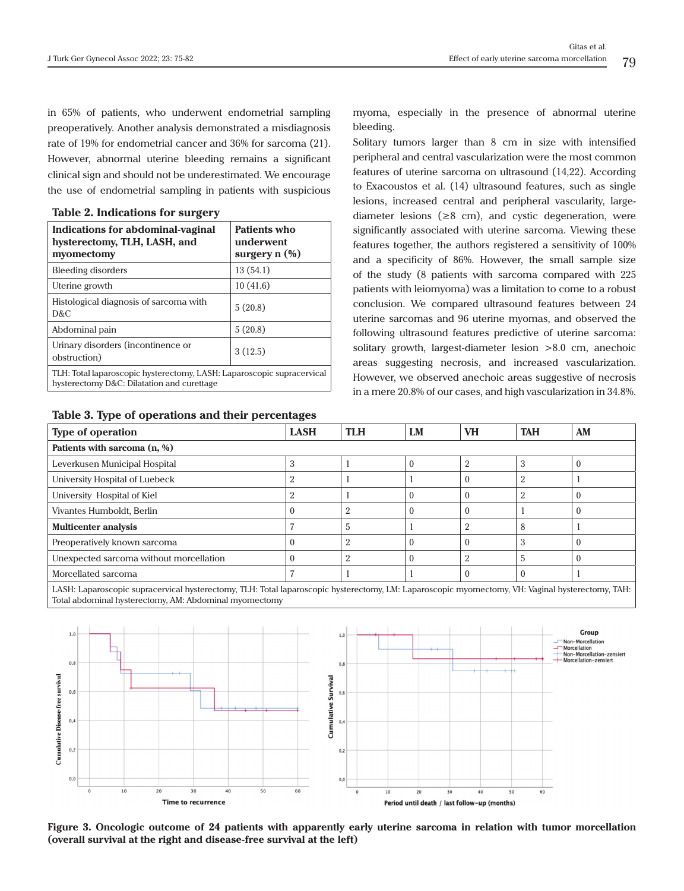in 65% of patients, who underwent endometrial sampling preoperatively. Another analysis demonstrated a misdiagnosis rate of 19% for endometrial cancer and 36% for sarcoma (21). However, abnormal uterine bleeding remains a significant clinical sign and should not be underestimated. We encourage the use of endometrial sampling in patients with suspicious myoma, especially in the presence of abnormal uterine bleeding.

**Table 2. Indications for surgery**

| Indications for abdominal-vaginal hysterectomy, TLH, LASH, and myomectomy | Patients who underwent surgery n (%) |
|---|---|
| Bleeding disorders | 13 (54.1) |
| Uterine growth | 10 (41.6) |
| Histological diagnosis of sarcoma with D&C | 5 (20.8) |
| Abdominal pain | 5 (20.8) |
| Urinary disorders (incontinence or obstruction) | 3 (12.5) |

TLH: Total laparoscopic hysterectomy, LASH: Laparoscopic supracervical hysterectomy D&C: Dilatation and curettage

Solitary tumors larger than 8 cm in size with intensified peripheral and central vascularization were the most common features of uterine sarcoma on ultrasound (14,22). According to Exacoustos et al. (14) ultrasound features, such as single lesions, increased central and peripheral vascularity, large-diameter lesions (≥8 cm), and cystic degeneration, were significantly associated with uterine sarcoma. Viewing these features together, the authors registered a sensitivity of 100% and a specificity of 86%. However, the small sample size of the study (8 patients with sarcoma compared with 225 patients with leiomyoma) was a limitation to come to a robust conclusion. We compared ultrasound features between 24 uterine sarcomas and 96 uterine myomas, and observed the following ultrasound features predictive of uterine sarcoma: solitary growth, largest-diameter lesion >8.0 cm, anechoic areas suggesting necrosis, and increased vascularization. However, we observed anechoic areas suggestive of necrosis in a mere 20.8% of our cases, and high vascularization in 34.8%.

**Table 3. Type of operations and their percentages**

| Type of operation | LASH | TLH | LM | VH | TAH | AM |
|---|---|---|---|---|---|---|
| **Patients with sarcoma (n, %)** | | | | | | |
| Leverkusen Municipal Hospital | 3 | 1 | 0 | 2 | 3 | 0 |
| University Hospital of Luebeck | 2 | 1 | 1 | 0 | 2 | 1 |
| University Hospital of Kiel | 2 | 1 | 0 | 0 | 2 | 0 |
| Vivantes Humboldt, Berlin | 0 | 2 | 0 | 0 | 1 | 0 |
| **Multicenter analysis** | 7 | 5 | 1 | 2 | 8 | 1 |
| Preoperatively known sarcoma | 0 | 2 | 0 | 0 | 3 | 0 |
| Unexpected sarcoma without morcellation | 0 | 2 | 0 | 2 | 5 | 0 |
| Morcellated sarcoma | 7 | 1 | 1 | 0 | 0 | 1 |

LASH: Laparoscopic supracervical hysterectomy, TLH: Total laparoscopic hysterectomy, LM: Laparoscopic myomectomy, VH: Vaginal hysterectomy, TAH: Total abdominal hysterectomy, AM: Abdominal myomectomy

**Figure 3. Oncologic outcome of 24 patients with apparently early uterine sarcoma in relation with tumor morcellation (overall survival at the right and disease-free survival at the left)**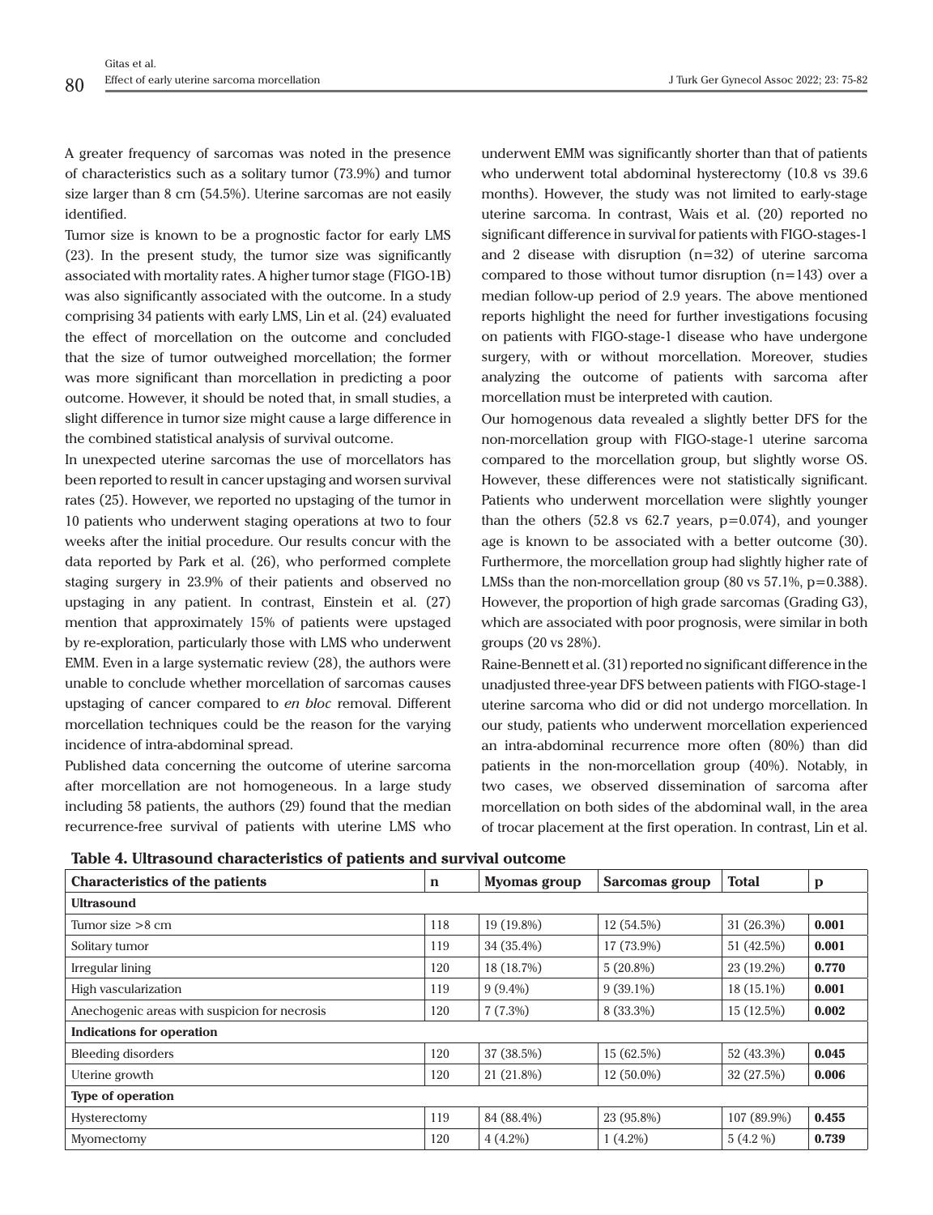A greater frequency of sarcomas was noted in the presence of characteristics such as a solitary tumor (73.9%) and tumor size larger than 8 cm (54.5%). Uterine sarcomas are not easily identified.

Tumor size is known to be a prognostic factor for early LMS (23). In the present study, the tumor size was significantly associated with mortality rates. A higher tumor stage (FIGO-1B) was also significantly associated with the outcome. In a study comprising 34 patients with early LMS, Lin et al. (24) evaluated the effect of morcellation on the outcome and concluded that the size of tumor outweighed morcellation; the former was more significant than morcellation in predicting a poor outcome. However, it should be noted that, in small studies, a slight difference in tumor size might cause a large difference in the combined statistical analysis of survival outcome.

In unexpected uterine sarcomas the use of morcellators has been reported to result in cancer upstaging and worsen survival rates (25). However, we reported no upstaging of the tumor in 10 patients who underwent staging operations at two to four weeks after the initial procedure. Our results concur with the data reported by Park et al. (26), who performed complete staging surgery in 23.9% of their patients and observed no upstaging in any patient. In contrast, Einstein et al. (27) mention that approximately 15% of patients were upstaged by re-exploration, particularly those with LMS who underwent EMM. Even in a large systematic review (28), the authors were unable to conclude whether morcellation of sarcomas causes upstaging of cancer compared to *en bloc* removal. Different morcellation techniques could be the reason for the varying incidence of intra-abdominal spread.

Published data concerning the outcome of uterine sarcoma after morcellation are not homogeneous. In a large study including 58 patients, the authors (29) found that the median recurrence-free survival of patients with uterine LMS who underwent EMM was significantly shorter than that of patients who underwent total abdominal hysterectomy (10.8 vs 39.6 months). However, the study was not limited to early-stage uterine sarcoma. In contrast, Wais et al. (20) reported no significant difference in survival for patients with FIGO-stages-1 and 2 disease with disruption (n=32) of uterine sarcoma compared to those without tumor disruption (n=143) over a median follow-up period of 2.9 years. The above mentioned reports highlight the need for further investigations focusing on patients with FIGO-stage-1 disease who have undergone surgery, with or without morcellation. Moreover, studies analyzing the outcome of patients with sarcoma after morcellation must be interpreted with caution.

Our homogenous data revealed a slightly better DFS for the non-morcellation group with FIGO-stage-1 uterine sarcoma compared to the morcellation group, but slightly worse OS. However, these differences were not statistically significant. Patients who underwent morcellation were slightly younger than the others (52.8 vs 62.7 years, p=0.074), and younger age is known to be associated with a better outcome (30). Furthermore, the morcellation group had slightly higher rate of LMSs than the non-morcellation group (80 vs 57.1%, p=0.388). However, the proportion of high grade sarcomas (Grading G3), which are associated with poor prognosis, were similar in both groups (20 vs 28%).

Raine-Bennett et al. (31) reported no significant difference in the unadjusted three-year DFS between patients with FIGO-stage-1 uterine sarcoma who did or did not undergo morcellation. In our study, patients who underwent morcellation experienced an intra-abdominal recurrence more often (80%) than did patients in the non-morcellation group (40%). Notably, in two cases, we observed dissemination of sarcoma after morcellation on both sides of the abdominal wall, in the area of trocar placement at the first operation. In contrast, Lin et al.

**Table 4. Ultrasound characteristics of patients and survival outcome**

| Characteristics of the patients | n | Myomas group | Sarcomas group | Total | p |
|---|---|---|---|---|---|
| **Ultrasound** | | | | | |
| Tumor size >8 cm | 118 | 19 (19.8%) | 12 (54.5%) | 31 (26.3%) | **0.001** |
| Solitary tumor | 119 | 34 (35.4%) | 17 (73.9%) | 51 (42.5%) | **0.001** |
| Irregular lining | 120 | 18 (18.7%) | 5 (20.8%) | 23 (19.2%) | **0.770** |
| High vascularization | 119 | 9 (9.4%) | 9 (39.1%) | 18 (15.1%) | **0.001** |
| Anechogenic areas with suspicion for necrosis | 120 | 7 (7.3%) | 8 (33.3%) | 15 (12.5%) | **0.002** |
| **Indications for operation** | | | | | |
| Bleeding disorders | 120 | 37 (38.5%) | 15 (62.5%) | 52 (43.3%) | **0.045** |
| Uterine growth | 120 | 21 (21.8%) | 12 (50.0%) | 32 (27.5%) | **0.006** |
| **Type of operation** | | | | | |
| Hysterectomy | 119 | 84 (88.4%) | 23 (95.8%) | 107 (89.9%) | **0.455** |
| Myomectomy | 120 | 4 (4.2%) | 1 (4.2%) | 5 (4.2 %) | **0.739** |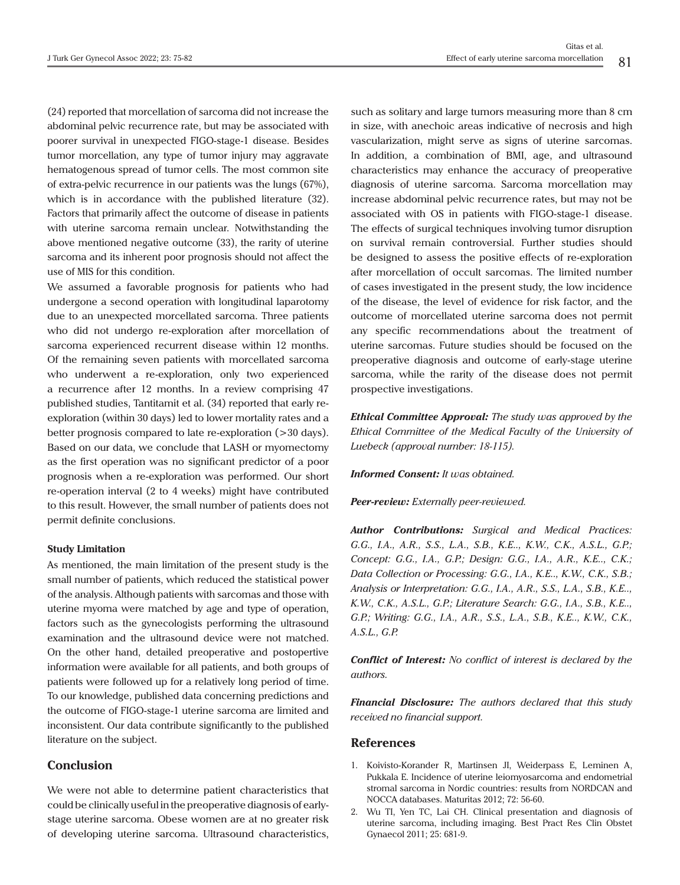(24) reported that morcellation of sarcoma did not increase the abdominal pelvic recurrence rate, but may be associated with poorer survival in unexpected FIGO-stage-1 disease. Besides tumor morcellation, any type of tumor injury may aggravate hematogenous spread of tumor cells. The most common site of extra-pelvic recurrence in our patients was the lungs (67%), which is in accordance with the published literature (32). Factors that primarily affect the outcome of disease in patients with uterine sarcoma remain unclear. Notwithstanding the above mentioned negative outcome (33), the rarity of uterine sarcoma and its inherent poor prognosis should not affect the use of MIS for this condition.

We assumed a favorable prognosis for patients who had undergone a second operation with longitudinal laparotomy due to an unexpected morcellated sarcoma. Three patients who did not undergo re-exploration after morcellation of sarcoma experienced recurrent disease within 12 months. Of the remaining seven patients with morcellated sarcoma who underwent a re-exploration, only two experienced a recurrence after 12 months. In a review comprising 47 published studies, Tantitamit et al. (34) reported that early re-exploration (within 30 days) led to lower mortality rates and a better prognosis compared to late re-exploration (>30 days). Based on our data, we conclude that LASH or myomectomy as the first operation was no significant predictor of a poor prognosis when a re-exploration was performed. Our short re-operation interval (2 to 4 weeks) might have contributed to this result. However, the small number of patients does not permit definite conclusions.

#### Study Limitation

As mentioned, the main limitation of the present study is the small number of patients, which reduced the statistical power of the analysis. Although patients with sarcomas and those with uterine myoma were matched by age and type of operation, factors such as the gynecologists performing the ultrasound examination and the ultrasound device were not matched. On the other hand, detailed preoperative and postopertive information were available for all patients, and both groups of patients were followed up for a relatively long period of time. To our knowledge, published data concerning predictions and the outcome of FIGO-stage-1 uterine sarcoma are limited and inconsistent. Our data contribute significantly to the published literature on the subject.

## Conclusion

We were not able to determine patient characteristics that could be clinically useful in the preoperative diagnosis of early-stage uterine sarcoma. Obese women are at no greater risk of developing uterine sarcoma. Ultrasound characteristics, such as solitary and large tumors measuring more than 8 cm in size, with anechoic areas indicative of necrosis and high vascularization, might serve as signs of uterine sarcomas. In addition, a combination of BMI, age, and ultrasound characteristics may enhance the accuracy of preoperative diagnosis of uterine sarcoma. Sarcoma morcellation may increase abdominal pelvic recurrence rates, but may not be associated with OS in patients with FIGO-stage-1 disease. The effects of surgical techniques involving tumor disruption on survival remain controversial. Further studies should be designed to assess the positive effects of re-exploration after morcellation of occult sarcomas. The limited number of cases investigated in the present study, the low incidence of the disease, the level of evidence for risk factor, and the outcome of morcellated uterine sarcoma does not permit any specific recommendations about the treatment of uterine sarcomas. Future studies should be focused on the preoperative diagnosis and outcome of early-stage uterine sarcoma, while the rarity of the disease does not permit prospective investigations.

***Ethical Committee Approval:*** *The study was approved by the Ethical Committee of the Medical Faculty of the University of Luebeck (approval number: 18-115).*

***Informed Consent:*** *It was obtained.*

***Peer-review:*** *Externally peer-reviewed.*

***Author Contributions:*** *Surgical and Medical Practices: G.G., I.A., A.R., S.S., L.A., S.B., K.E.., K.W., C.K., A.S.L., G.P.; Concept: G.G., I.A., G.P.; Design: G.G., I.A., A.R., K.E.., C.K.; Data Collection or Processing: G.G., I.A., K.E.., K.W., C.K., S.B.; Analysis or Interpretation: G.G., I.A., A.R., S.S., L.A., S.B., K.E.., K.W., C.K., A.S.L., G.P.; Literature Search: G.G., I.A., S.B., K.E.., G.P.; Writing: G.G., I.A., A.R., S.S., L.A., S.B., K.E.., K.W., C.K., A.S.L., G.P.*

***Conflict of Interest:*** *No conflict of interest is declared by the authors.*

***Financial Disclosure:*** *The authors declared that this study received no financial support.*

## References

1. Koivisto-Korander R, Martinsen JI, Weiderpass E, Leminen A, Pukkala E. Incidence of uterine leiomyosarcoma and endometrial stromal sarcoma in Nordic countries: results from NORDCAN and NOCCA databases. Maturitas 2012; 72: 56-60.
2. Wu TI, Yen TC, Lai CH. Clinical presentation and diagnosis of uterine sarcoma, including imaging. Best Pract Res Clin Obstet Gynaecol 2011; 25: 681-9.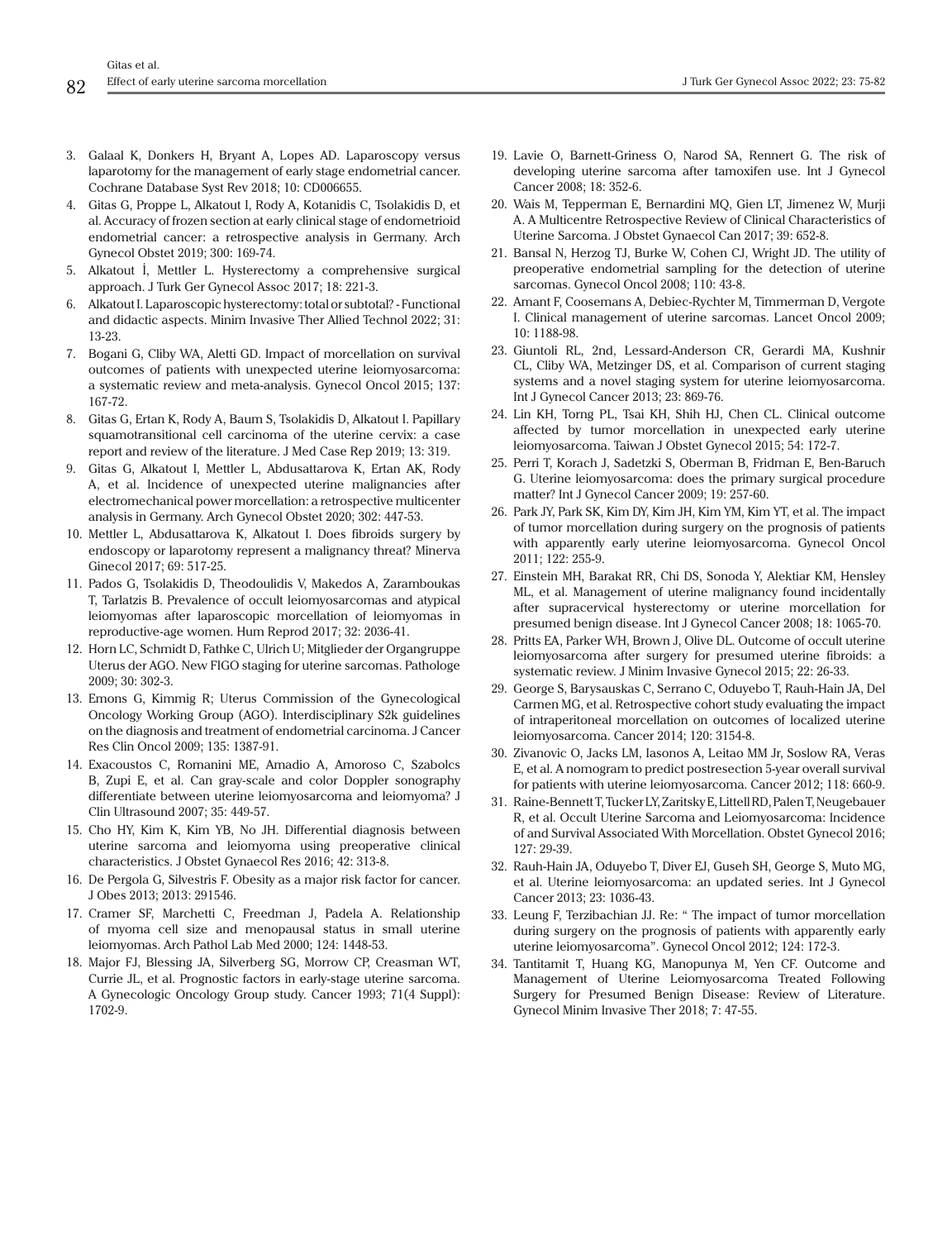3. Galaal K, Donkers H, Bryant A, Lopes AD. Laparoscopy versus laparotomy for the management of early stage endometrial cancer. Cochrane Database Syst Rev 2018; 10: CD006655.
4. Gitas G, Proppe L, Alkatout I, Rody A, Kotanidis C, Tsolakidis D, et al. Accuracy of frozen section at early clinical stage of endometrioid endometrial cancer: a retrospective analysis in Germany. Arch Gynecol Obstet 2019; 300: 169-74.
5. Alkatout İ, Mettler L. Hysterectomy a comprehensive surgical approach. J Turk Ger Gynecol Assoc 2017; 18: 221-3.
6. Alkatout I. Laparoscopic hysterectomy: total or subtotal? - Functional and didactic aspects. Minim Invasive Ther Allied Technol 2022; 31: 13-23.
7. Bogani G, Cliby WA, Aletti GD. Impact of morcellation on survival outcomes of patients with unexpected uterine leiomyosarcoma: a systematic review and meta-analysis. Gynecol Oncol 2015; 137: 167-72.
8. Gitas G, Ertan K, Rody A, Baum S, Tsolakidis D, Alkatout I. Papillary squamotransitional cell carcinoma of the uterine cervix: a case report and review of the literature. J Med Case Rep 2019; 13: 319.
9. Gitas G, Alkatout I, Mettler L, Abdusattarova K, Ertan AK, Rody A, et al. Incidence of unexpected uterine malignancies after electromechanical power morcellation: a retrospective multicenter analysis in Germany. Arch Gynecol Obstet 2020; 302: 447-53.
10. Mettler L, Abdusattarova K, Alkatout I. Does fibroids surgery by endoscopy or laparotomy represent a malignancy threat? Minerva Ginecol 2017; 69: 517-25.
11. Pados G, Tsolakidis D, Theodoulidis V, Makedos A, Zaramboukas T, Tarlatzis B. Prevalence of occult leiomyosarcomas and atypical leiomyomas after laparoscopic morcellation of leiomyomas in reproductive-age women. Hum Reprod 2017; 32: 2036-41.
12. Horn LC, Schmidt D, Fathke C, Ulrich U; Mitglieder der Organgruppe Uterus der AGO. New FIGO staging for uterine sarcomas. Pathologe 2009; 30: 302-3.
13. Emons G, Kimmig R; Uterus Commission of the Gynecological Oncology Working Group (AGO). Interdisciplinary S2k guidelines on the diagnosis and treatment of endometrial carcinoma. J Cancer Res Clin Oncol 2009; 135: 1387-91.
14. Exacoustos C, Romanini ME, Amadio A, Amoroso C, Szabolcs B, Zupi E, et al. Can gray-scale and color Doppler sonography differentiate between uterine leiomyosarcoma and leiomyoma? J Clin Ultrasound 2007; 35: 449-57.
15. Cho HY, Kim K, Kim YB, No JH. Differential diagnosis between uterine sarcoma and leiomyoma using preoperative clinical characteristics. J Obstet Gynaecol Res 2016; 42: 313-8.
16. De Pergola G, Silvestris F. Obesity as a major risk factor for cancer. J Obes 2013; 2013: 291546.
17. Cramer SF, Marchetti C, Freedman J, Padela A. Relationship of myoma cell size and menopausal status in small uterine leiomyomas. Arch Pathol Lab Med 2000; 124: 1448-53.
18. Major FJ, Blessing JA, Silverberg SG, Morrow CP, Creasman WT, Currie JL, et al. Prognostic factors in early-stage uterine sarcoma. A Gynecologic Oncology Group study. Cancer 1993; 71(4 Suppl): 1702-9.
19. Lavie O, Barnett-Griness O, Narod SA, Rennert G. The risk of developing uterine sarcoma after tamoxifen use. Int J Gynecol Cancer 2008; 18: 352-6.
20. Wais M, Tepperman E, Bernardini MQ, Gien LT, Jimenez W, Murji A. A Multicentre Retrospective Review of Clinical Characteristics of Uterine Sarcoma. J Obstet Gynaecol Can 2017; 39: 652-8.
21. Bansal N, Herzog TJ, Burke W, Cohen CJ, Wright JD. The utility of preoperative endometrial sampling for the detection of uterine sarcomas. Gynecol Oncol 2008; 110: 43-8.
22. Amant F, Coosemans A, Debiec-Rychter M, Timmerman D, Vergote I. Clinical management of uterine sarcomas. Lancet Oncol 2009; 10: 1188-98.
23. Giuntoli RL, 2nd, Lessard-Anderson CR, Gerardi MA, Kushnir CL, Cliby WA, Metzinger DS, et al. Comparison of current staging systems and a novel staging system for uterine leiomyosarcoma. Int J Gynecol Cancer 2013; 23: 869-76.
24. Lin KH, Torng PL, Tsai KH, Shih HJ, Chen CL. Clinical outcome affected by tumor morcellation in unexpected early uterine leiomyosarcoma. Taiwan J Obstet Gynecol 2015; 54: 172-7.
25. Perri T, Korach J, Sadetzki S, Oberman B, Fridman E, Ben-Baruch G. Uterine leiomyosarcoma: does the primary surgical procedure matter? Int J Gynecol Cancer 2009; 19: 257-60.
26. Park JY, Park SK, Kim DY, Kim JH, Kim YM, Kim YT, et al. The impact of tumor morcellation during surgery on the prognosis of patients with apparently early uterine leiomyosarcoma. Gynecol Oncol 2011; 122: 255-9.
27. Einstein MH, Barakat RR, Chi DS, Sonoda Y, Alektiar KM, Hensley ML, et al. Management of uterine malignancy found incidentally after supracervical hysterectomy or uterine morcellation for presumed benign disease. Int J Gynecol Cancer 2008; 18: 1065-70.
28. Pritts EA, Parker WH, Brown J, Olive DL. Outcome of occult uterine leiomyosarcoma after surgery for presumed uterine fibroids: a systematic review. J Minim Invasive Gynecol 2015; 22: 26-33.
29. George S, Barysauskas C, Serrano C, Oduyebo T, Rauh-Hain JA, Del Carmen MG, et al. Retrospective cohort study evaluating the impact of intraperitoneal morcellation on outcomes of localized uterine leiomyosarcoma. Cancer 2014; 120: 3154-8.
30. Zivanovic O, Jacks LM, Iasonos A, Leitao MM Jr, Soslow RA, Veras E, et al. A nomogram to predict postresection 5-year overall survival for patients with uterine leiomyosarcoma. Cancer 2012; 118: 660-9.
31. Raine-Bennett T, Tucker LY, Zaritsky E, Littell RD, Palen T, Neugebauer R, et al. Occult Uterine Sarcoma and Leiomyosarcoma: Incidence of and Survival Associated With Morcellation. Obstet Gynecol 2016; 127: 29-39.
32. Rauh-Hain JA, Oduyebo T, Diver EJ, Guseh SH, George S, Muto MG, et al. Uterine leiomyosarcoma: an updated series. Int J Gynecol Cancer 2013; 23: 1036-43.
33. Leung F, Terzibachian JJ. Re: " The impact of tumor morcellation during surgery on the prognosis of patients with apparently early uterine leiomyosarcoma". Gynecol Oncol 2012; 124: 172-3.
34. Tantitamit T, Huang KG, Manopunya M, Yen CF. Outcome and Management of Uterine Leiomyosarcoma Treated Following Surgery for Presumed Benign Disease: Review of Literature. Gynecol Minim Invasive Ther 2018; 7: 47-55.